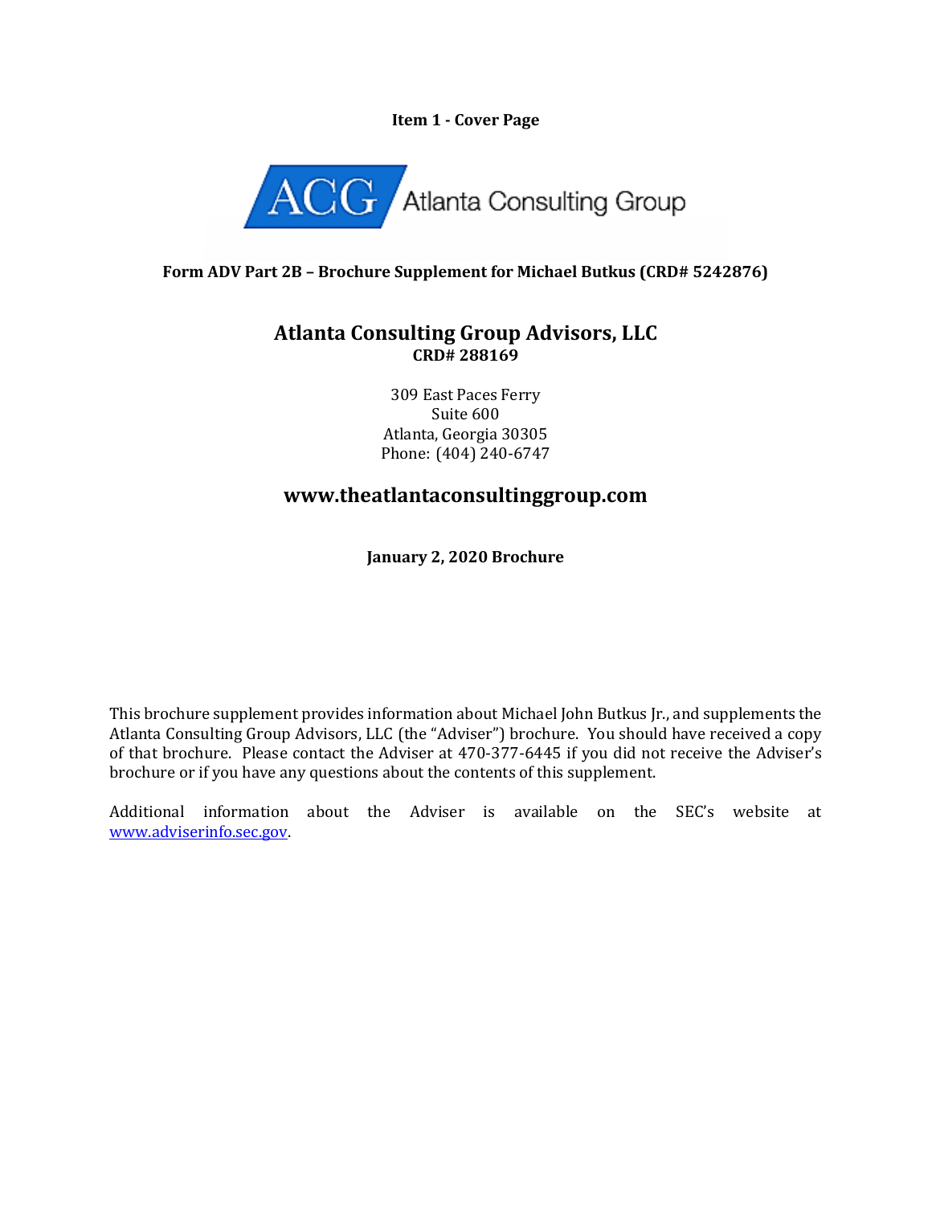**Item 1 - Cover Page**

ACG Atlanta Consulting Group

**Form ADV Part 2B – Brochure Supplement for Michael Butkus (CRD# 5242876)**

## Atlanta Consulting Group Advisors, LLC

**CRD# 288169**

309 East Paces Ferry
Suite 600
Atlanta, Georgia 30305
Phone: (404) 240-6747

## www.theatlantaconsultinggroup.com

**January 2, 2020 Brochure**

This brochure supplement provides information about Michael John Butkus Jr., and supplements the Atlanta Consulting Group Advisors, LLC (the "Adviser") brochure. You should have received a copy of that brochure. Please contact the Adviser at 470-377-6445 if you did not receive the Adviser's brochure or if you have any questions about the contents of this supplement.

Additional information about the Adviser is available on the SEC's website at www.adviserinfo.sec.gov.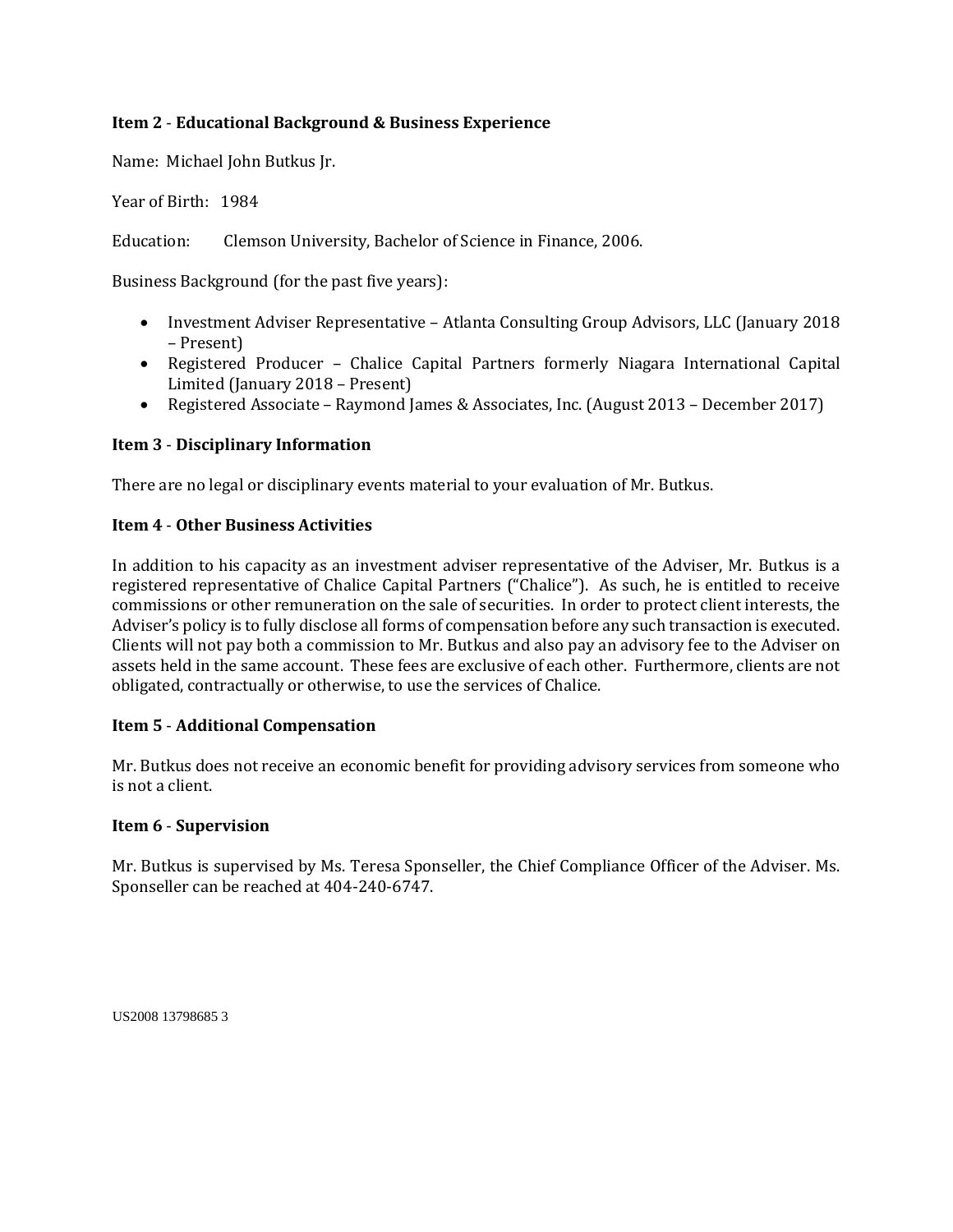### Item 2 - Educational Background & Business Experience

Name: Michael John Butkus Jr.

Year of Birth: 1984

Education: Clemson University, Bachelor of Science in Finance, 2006.

Business Background (for the past five years):

- Investment Adviser Representative – Atlanta Consulting Group Advisors, LLC (January 2018 – Present)
- Registered Producer – Chalice Capital Partners formerly Niagara International Capital Limited (January 2018 – Present)
- Registered Associate – Raymond James & Associates, Inc. (August 2013 – December 2017)

### Item 3 - Disciplinary Information

There are no legal or disciplinary events material to your evaluation of Mr. Butkus.

### Item 4 - Other Business Activities

In addition to his capacity as an investment adviser representative of the Adviser, Mr. Butkus is a registered representative of Chalice Capital Partners ("Chalice"). As such, he is entitled to receive commissions or other remuneration on the sale of securities. In order to protect client interests, the Adviser's policy is to fully disclose all forms of compensation before any such transaction is executed. Clients will not pay both a commission to Mr. Butkus and also pay an advisory fee to the Adviser on assets held in the same account. These fees are exclusive of each other. Furthermore, clients are not obligated, contractually or otherwise, to use the services of Chalice.

### Item 5 - Additional Compensation

Mr. Butkus does not receive an economic benefit for providing advisory services from someone who is not a client.

### Item 6 - Supervision

Mr. Butkus is supervised by Ms. Teresa Sponseller, the Chief Compliance Officer of the Adviser. Ms. Sponseller can be reached at 404-240-6747.

US2008 13798685 3